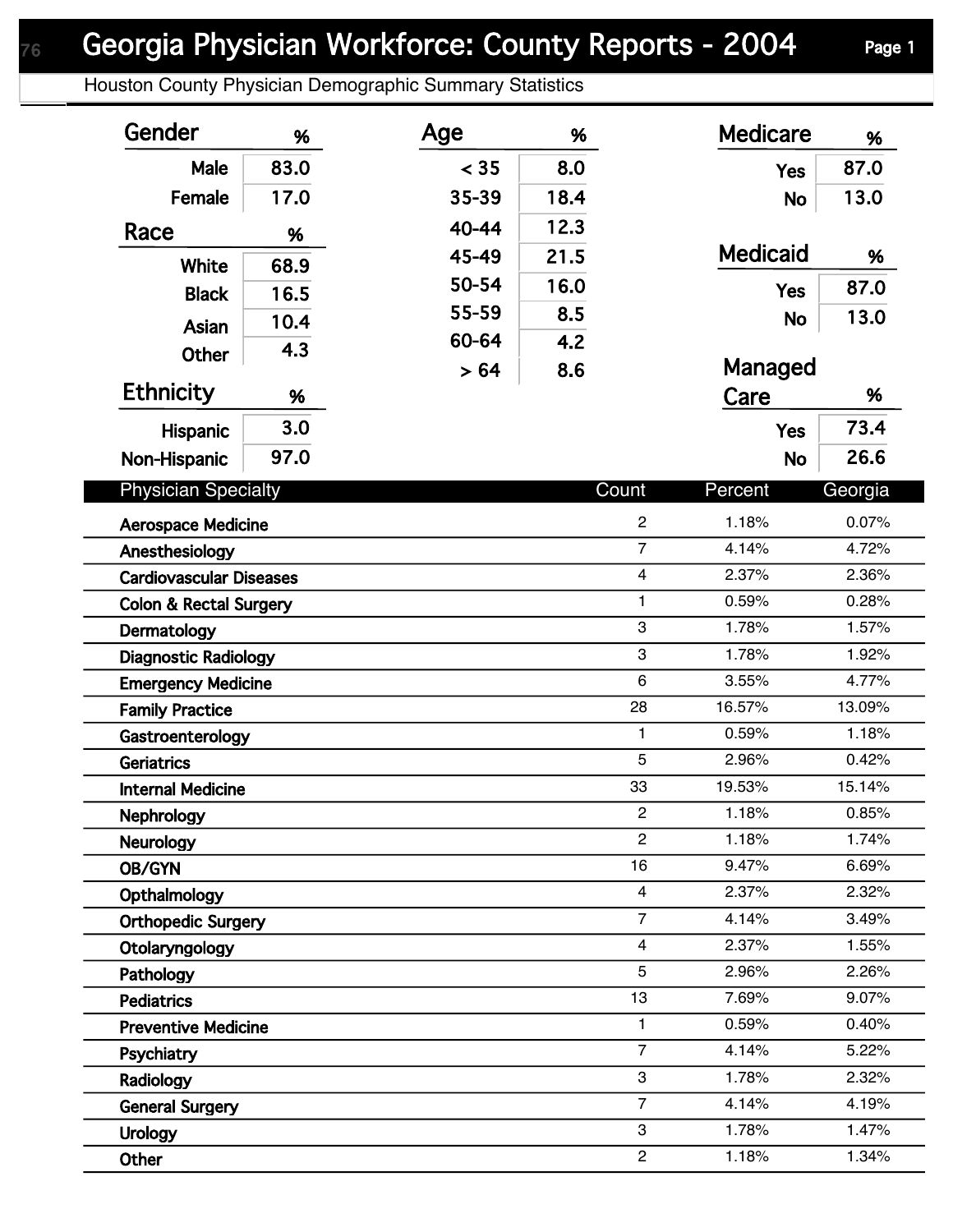# Georgia Physician Workforce: County Reports - 2004

Houston County Physician Demographic Summary Statistics

| Gender | % |
|---|---|
| Male | 83.0 |
| Female | 17.0 |

| Race | % |
|---|---|
| White | 68.9 |
| Black | 16.5 |
| Asian | 10.4 |
| Other | 4.3 |

| Ethnicity | % |
|---|---|
| Hispanic | 3.0 |
| Non-Hispanic | 97.0 |

| Age | % |
|---|---|
| < 35 | 8.0 |
| 35-39 | 18.4 |
| 40-44 | 12.3 |
| 45-49 | 21.5 |
| 50-54 | 16.0 |
| 55-59 | 8.5 |
| 60-64 | 4.2 |
| > 64 | 8.6 |

| Medicare | % |
|---|---|
| Yes | 87.0 |
| No | 13.0 |

| Medicaid | % |
|---|---|
| Yes | 87.0 |
| No | 13.0 |

| Managed Care | % |
|---|---|
| Yes | 73.4 |
| No | 26.6 |

| Physician Specialty | Count | Percent | Georgia |
|---|---|---|---|
| Aerospace Medicine | 2 | 1.18% | 0.07% |
| Anesthesiology | 7 | 4.14% | 4.72% |
| Cardiovascular Diseases | 4 | 2.37% | 2.36% |
| Colon & Rectal Surgery | 1 | 0.59% | 0.28% |
| Dermatology | 3 | 1.78% | 1.57% |
| Diagnostic Radiology | 3 | 1.78% | 1.92% |
| Emergency Medicine | 6 | 3.55% | 4.77% |
| Family Practice | 28 | 16.57% | 13.09% |
| Gastroenterology | 1 | 0.59% | 1.18% |
| Geriatrics | 5 | 2.96% | 0.42% |
| Internal Medicine | 33 | 19.53% | 15.14% |
| Nephrology | 2 | 1.18% | 0.85% |
| Neurology | 2 | 1.18% | 1.74% |
| OB/GYN | 16 | 9.47% | 6.69% |
| Opthalmology | 4 | 2.37% | 2.32% |
| Orthopedic Surgery | 7 | 4.14% | 3.49% |
| Otolaryngology | 4 | 2.37% | 1.55% |
| Pathology | 5 | 2.96% | 2.26% |
| Pediatrics | 13 | 7.69% | 9.07% |
| Preventive Medicine | 1 | 0.59% | 0.40% |
| Psychiatry | 7 | 4.14% | 5.22% |
| Radiology | 3 | 1.78% | 2.32% |
| General Surgery | 7 | 4.14% | 4.19% |
| Urology | 3 | 1.78% | 1.47% |
| Other | 2 | 1.18% | 1.34% |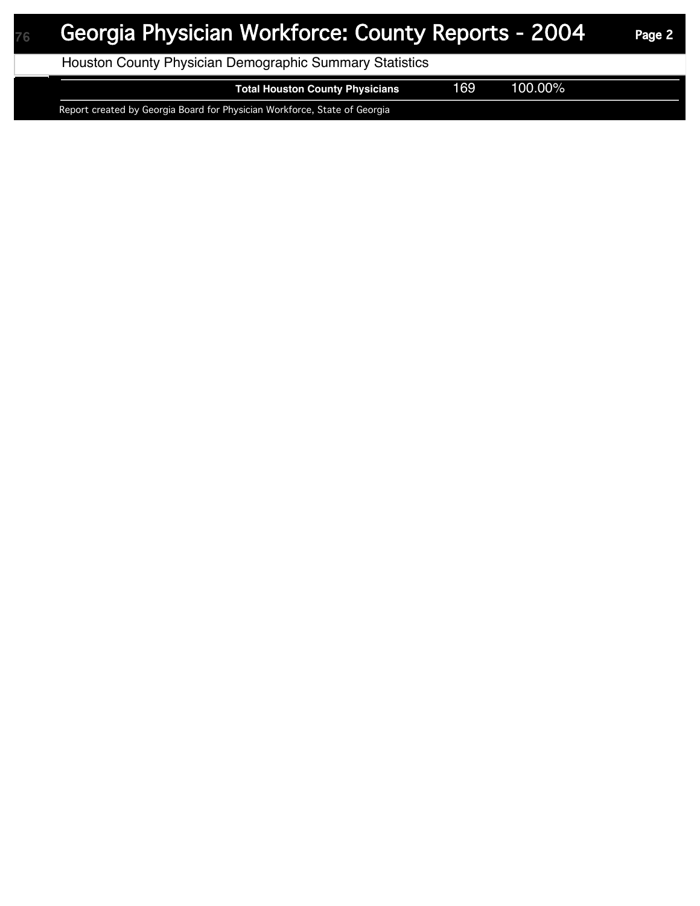Houston County Physician Demographic Summary Statistics

| | | |
|---|---|---|
| **Total Houston County Physicians** | 169 | 100.00% |

Report created by Georgia Board for Physician Workforce, State of Georgia